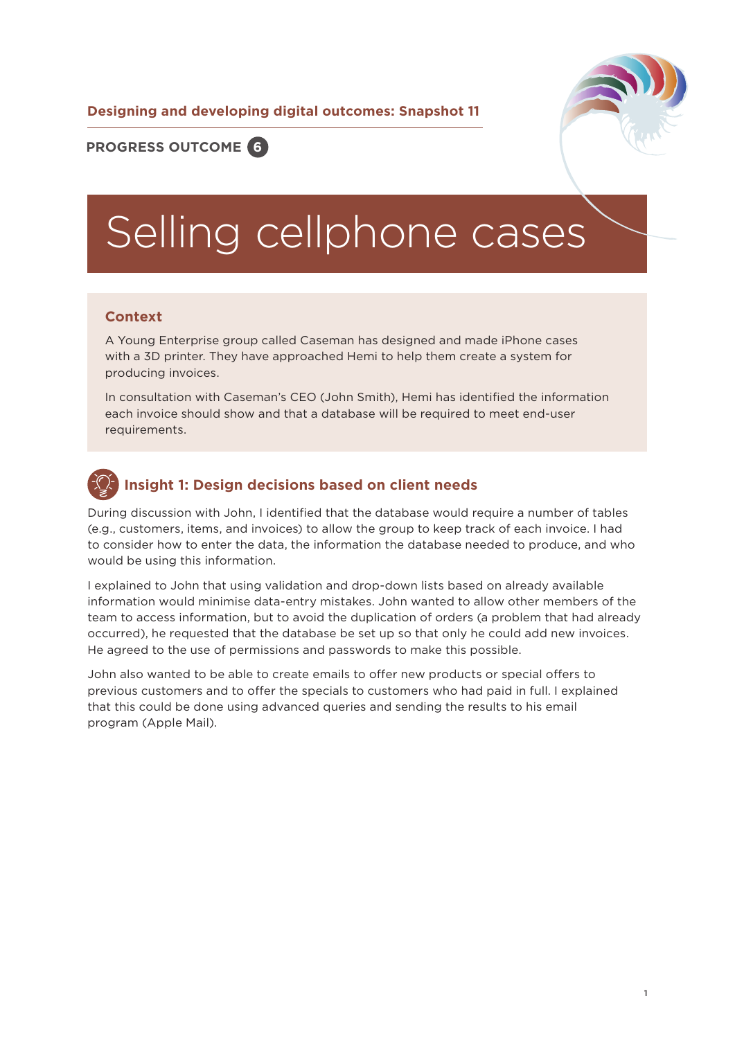**Designing and developing digital outcomes: Snapshot 11**

**PROGRESS OUTCOME 6**

# Selling cellphone cases

## Context

A Young Enterprise group called Caseman has designed and made iPhone cases with a 3D printer. They have approached Hemi to help them create a system for producing invoices.

In consultation with Caseman's CEO (John Smith), Hemi has identified the information each invoice should show and that a database will be required to meet end-user requirements.

## Insight 1: Design decisions based on client needs

During discussion with John, I identified that the database would require a number of tables (e.g., customers, items, and invoices) to allow the group to keep track of each invoice. I had to consider how to enter the data, the information the database needed to produce, and who would be using this information.

I explained to John that using validation and drop-down lists based on already available information would minimise data-entry mistakes. John wanted to allow other members of the team to access information, but to avoid the duplication of orders (a problem that had already occurred), he requested that the database be set up so that only he could add new invoices. He agreed to the use of permissions and passwords to make this possible.

John also wanted to be able to create emails to offer new products or special offers to previous customers and to offer the specials to customers who had paid in full. I explained that this could be done using advanced queries and sending the results to his email program (Apple Mail).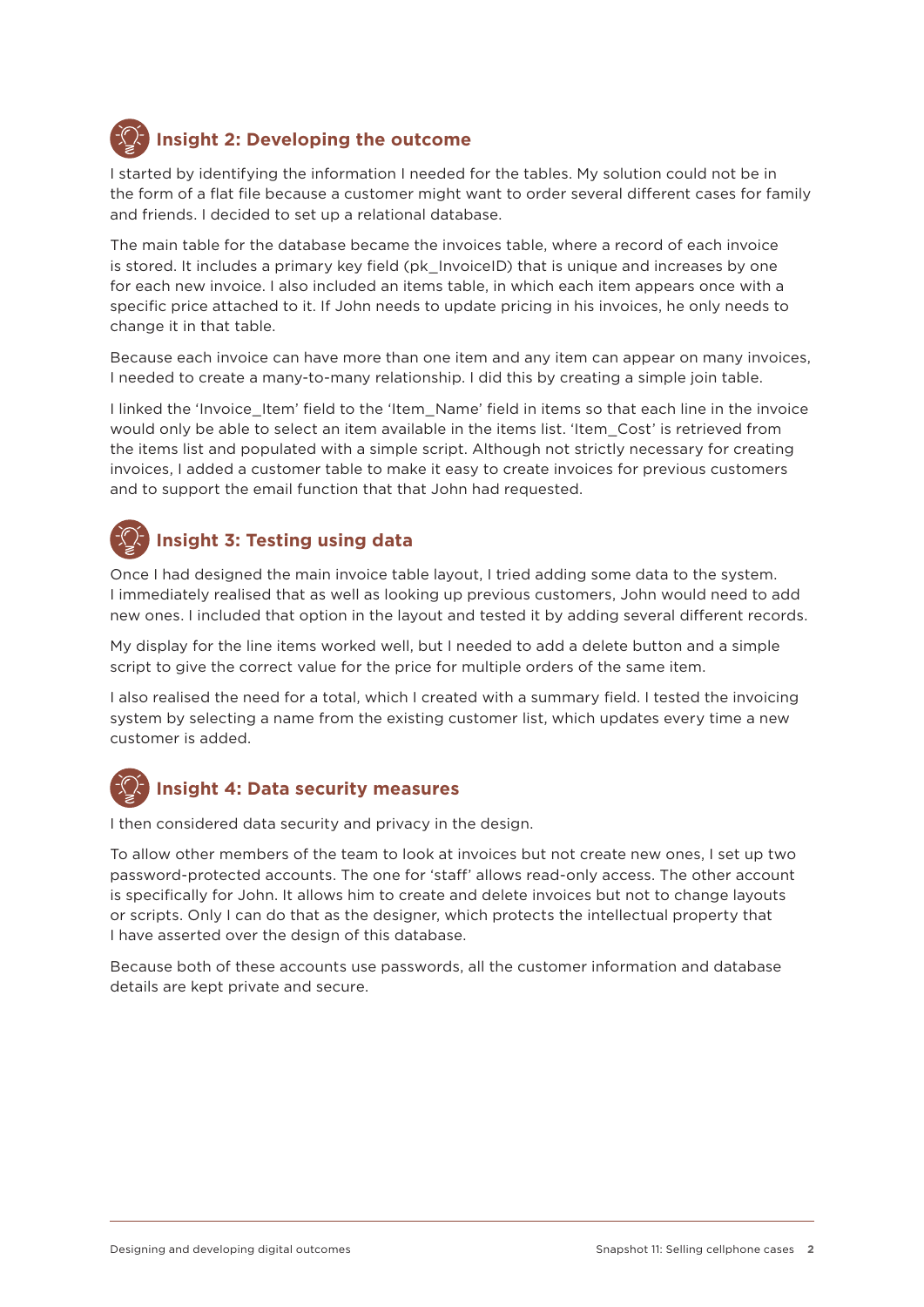## Insight 2: Developing the outcome

I started by identifying the information I needed for the tables. My solution could not be in the form of a flat file because a customer might want to order several different cases for family and friends. I decided to set up a relational database.

The main table for the database became the invoices table, where a record of each invoice is stored. It includes a primary key field (pk_InvoiceID) that is unique and increases by one for each new invoice. I also included an items table, in which each item appears once with a specific price attached to it. If John needs to update pricing in his invoices, he only needs to change it in that table.

Because each invoice can have more than one item and any item can appear on many invoices, I needed to create a many-to-many relationship. I did this by creating a simple join table.

I linked the 'Invoice_Item' field to the 'Item_Name' field in items so that each line in the invoice would only be able to select an item available in the items list. 'Item_Cost' is retrieved from the items list and populated with a simple script. Although not strictly necessary for creating invoices, I added a customer table to make it easy to create invoices for previous customers and to support the email function that that John had requested.

## Insight 3: Testing using data

Once I had designed the main invoice table layout, I tried adding some data to the system. I immediately realised that as well as looking up previous customers, John would need to add new ones. I included that option in the layout and tested it by adding several different records.

My display for the line items worked well, but I needed to add a delete button and a simple script to give the correct value for the price for multiple orders of the same item.

I also realised the need for a total, which I created with a summary field. I tested the invoicing system by selecting a name from the existing customer list, which updates every time a new customer is added.

## Insight 4: Data security measures

I then considered data security and privacy in the design.

To allow other members of the team to look at invoices but not create new ones, I set up two password-protected accounts. The one for 'staff' allows read-only access. The other account is specifically for John. It allows him to create and delete invoices but not to change layouts or scripts. Only I can do that as the designer, which protects the intellectual property that I have asserted over the design of this database.

Because both of these accounts use passwords, all the customer information and database details are kept private and secure.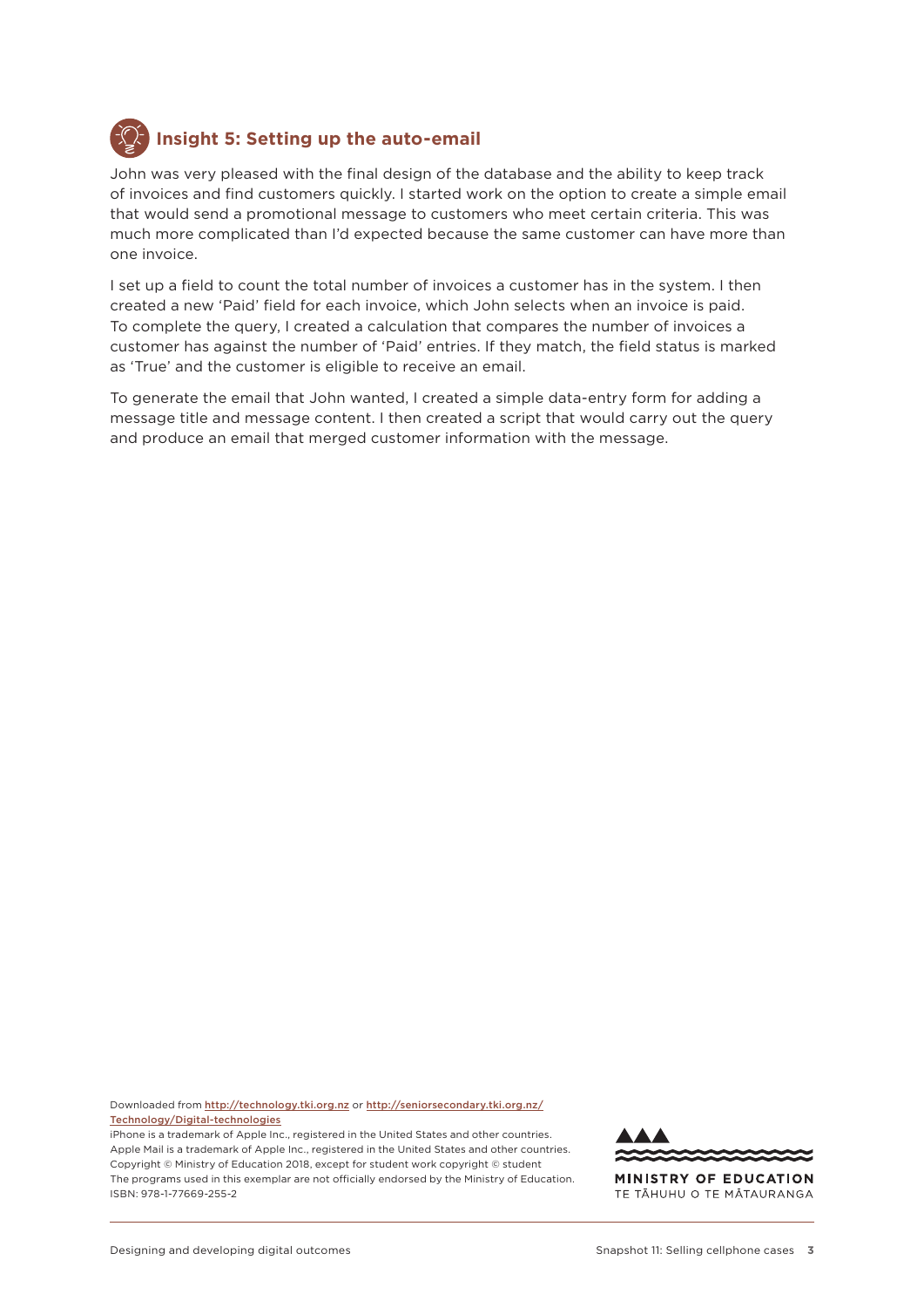## Insight 5: Setting up the auto-email

John was very pleased with the final design of the database and the ability to keep track of invoices and find customers quickly. I started work on the option to create a simple email that would send a promotional message to customers who meet certain criteria. This was much more complicated than I'd expected because the same customer can have more than one invoice.

I set up a field to count the total number of invoices a customer has in the system. I then created a new 'Paid' field for each invoice, which John selects when an invoice is paid. To complete the query, I created a calculation that compares the number of invoices a customer has against the number of 'Paid' entries. If they match, the field status is marked as 'True' and the customer is eligible to receive an email.

To generate the email that John wanted, I created a simple data-entry form for adding a message title and message content. I then created a script that would carry out the query and produce an email that merged customer information with the message.

Downloaded from http://technology.tki.org.nz or http://seniorsecondary.tki.org.nz/Technology/Digital-technologies
iPhone is a trademark of Apple Inc., registered in the United States and other countries.
Apple Mail is a trademark of Apple Inc., registered in the United States and other countries.
Copyright © Ministry of Education 2018, except for student work copyright © student
The programs used in this exemplar are not officially endorsed by the Ministry of Education.
ISBN: 978-1-77669-255-2

MINISTRY OF EDUCATION
TE TĀHUHU O TE MĀTAURANGA